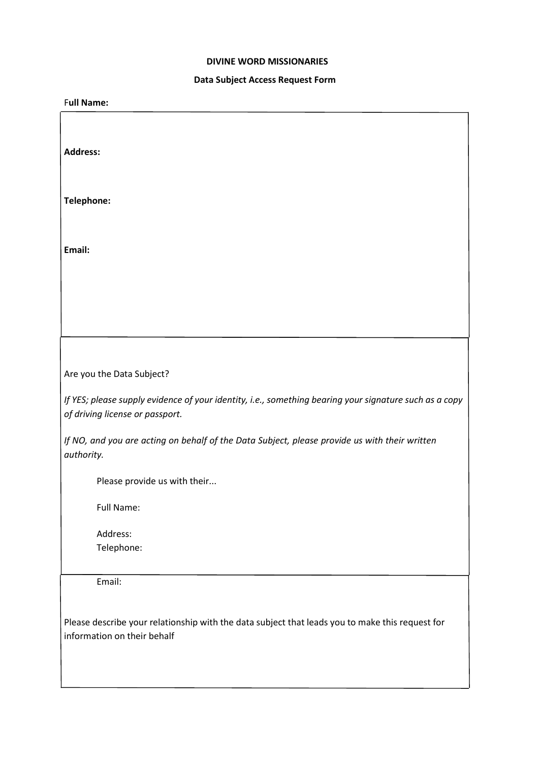**DIVINE WORD MISSIONARIES**

**Data Subject Access Request Form**

**Full Name:**

**Address:**

**Telephone:**

**Email:**

Are you the Data Subject?

*If YES; please supply evidence of your identity, i.e., something bearing your signature such as a copy of driving license or passport.*

*If NO, and you are acting on behalf of the Data Subject, please provide us with their written authority.*

Please provide us with their...

Full Name:

Address:

Telephone:

Email:

Please describe your relationship with the data subject that leads you to make this request for information on their behalf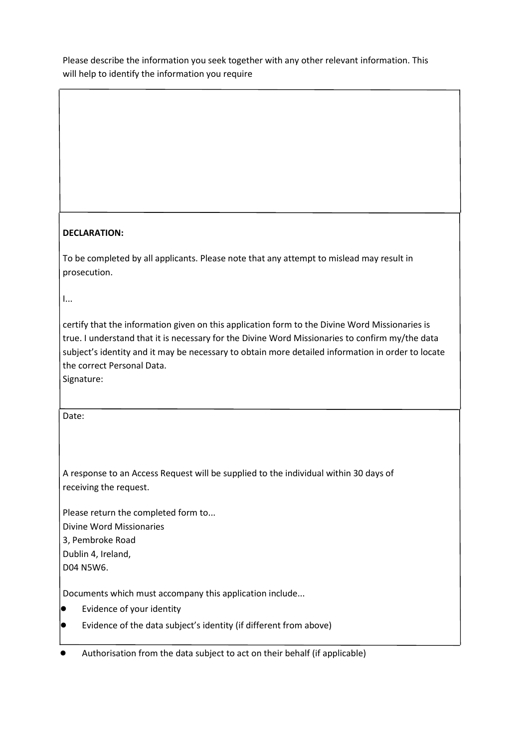Please describe the information you seek together with any other relevant information. This will help to identify the information you require

**DECLARATION:**

To be completed by all applicants. Please note that any attempt to mislead may result in prosecution.

I...

certify that the information given on this application form to the Divine Word Missionaries is true. I understand that it is necessary for the Divine Word Missionaries to confirm my/the data subject's identity and it may be necessary to obtain more detailed information in order to locate the correct Personal Data.

Signature:

Date:

A response to an Access Request will be supplied to the individual within 30 days of receiving the request.

Please return the completed form to...
Divine Word Missionaries
3, Pembroke Road
Dublin 4, Ireland,
D04 N5W6.

Documents which must accompany this application include...

- Evidence of your identity
- Evidence of the data subject's identity (if different from above)
- Authorisation from the data subject to act on their behalf (if applicable)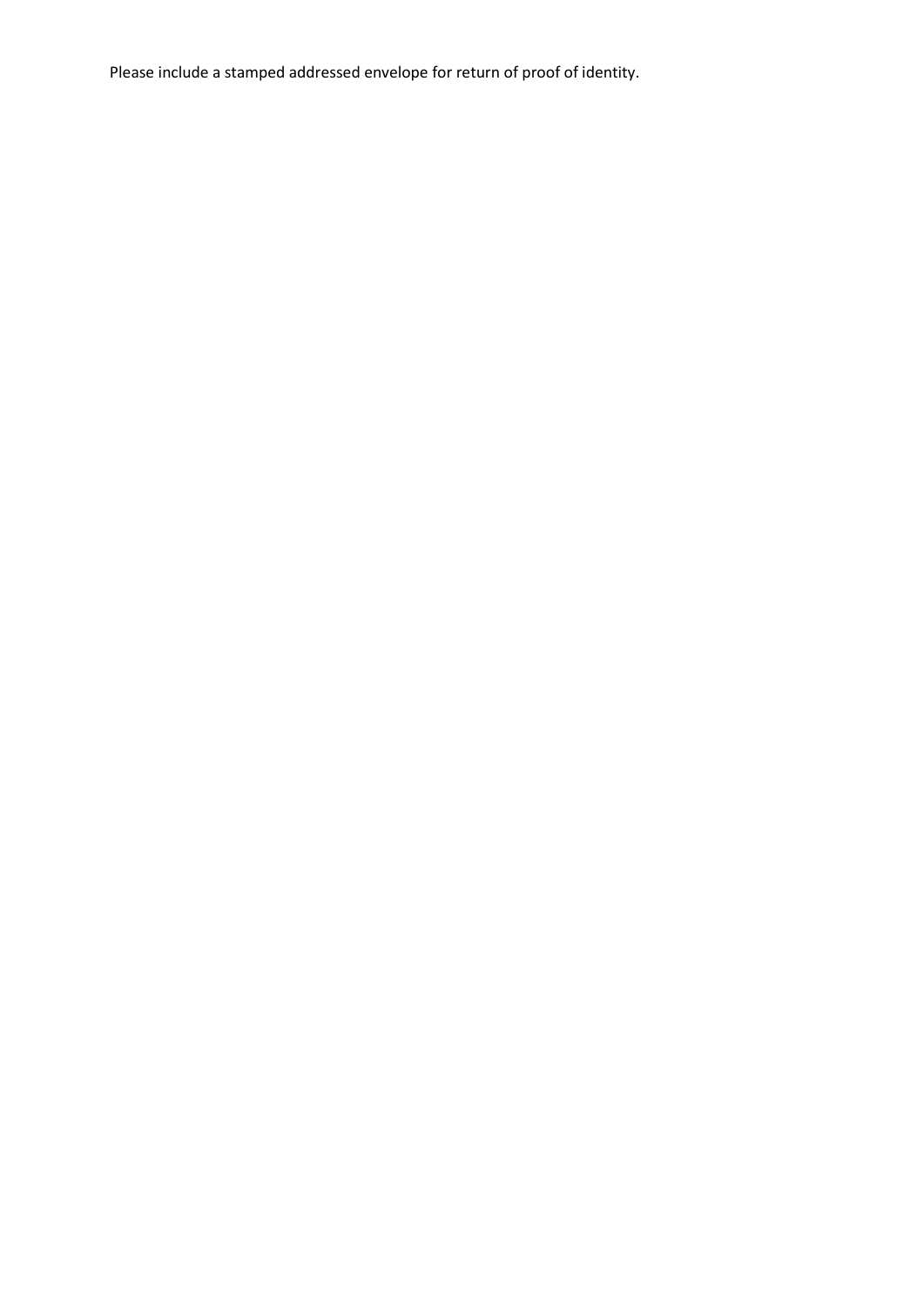Please include a stamped addressed envelope for return of proof of identity.